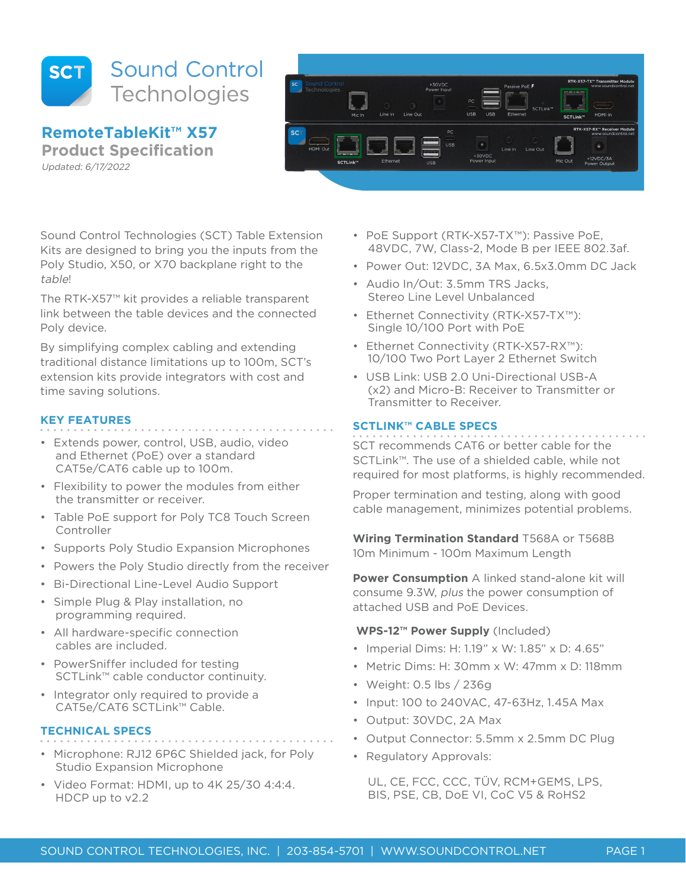# Sound Control Technologies

## RemoteTableKit™ X57
## Product Specification

*Updated: 6/17/2022*

Sound Control Technologies (SCT) Table Extension Kits are designed to bring you the inputs from the Poly Studio, X50, or X70 backplane right to the *table*!

The RTK-X57™ kit provides a reliable transparent link between the table devices and the connected Poly device.

By simplifying complex cabling and extending traditional distance limitations up to 100m, SCT's extension kits provide integrators with cost and time saving solutions.

### KEY FEATURES

- Extends power, control, USB, audio, video and Ethernet (PoE) over a standard CAT5e/CAT6 cable up to 100m.
- Flexibility to power the modules from either the transmitter or receiver.
- Table PoE support for Poly TC8 Touch Screen Controller
- Supports Poly Studio Expansion Microphones
- Powers the Poly Studio directly from the receiver
- Bi-Directional Line-Level Audio Support
- Simple Plug & Play installation, no programming required.
- All hardware-specific connection cables are included.
- PowerSniffer included for testing SCTLink™ cable conductor continuity.
- Integrator only required to provide a CAT5e/CAT6 SCTLink™ Cable.

### TECHNICAL SPECS

- Microphone: RJ12 6P6C Shielded jack, for Poly Studio Expansion Microphone
- Video Format: HDMI, up to 4K 25/30 4:4:4. HDCP up to v2.2
- PoE Support (RTK-X57-TX™): Passive PoE, 48VDC, 7W, Class-2, Mode B per IEEE 802.3af.
- Power Out: 12VDC, 3A Max, 6.5x3.0mm DC Jack
- Audio In/Out: 3.5mm TRS Jacks, Stereo Line Level Unbalanced
- Ethernet Connectivity (RTK-X57-TX™): Single 10/100 Port with PoE
- Ethernet Connectivity (RTK-X57-RX™): 10/100 Two Port Layer 2 Ethernet Switch
- USB Link: USB 2.0 Uni-Directional USB-A (x2) and Micro-B: Receiver to Transmitter or Transmitter to Receiver.

### SCTLINK™ CABLE SPECS

SCT recommends CAT6 or better cable for the SCTLink™. The use of a shielded cable, while not required for most platforms, is highly recommended.

Proper termination and testing, along with good cable management, minimizes potential problems.

**Wiring Termination Standard** T568A or T568B
10m Minimum - 100m Maximum Length

**Power Consumption** A linked stand-alone kit will consume 9.3W, *plus* the power consumption of attached USB and PoE Devices.

**WPS-12™ Power Supply** (Included)

- Imperial Dims: H: 1.19" x W: 1.85" x D: 4.65"
- Metric Dims: H: 30mm x W: 47mm x D: 118mm
- Weight: 0.5 lbs / 236g
- Input: 100 to 240VAC, 47-63Hz, 1.45A Max
- Output: 30VDC, 2A Max
- Output Connector: 5.5mm x 2.5mm DC Plug
- Regulatory Approvals:

  UL, CE, FCC, CCC, TÜV, RCM+GEMS, LPS, BIS, PSE, CB, DoE VI, CoC V5 & RoHS2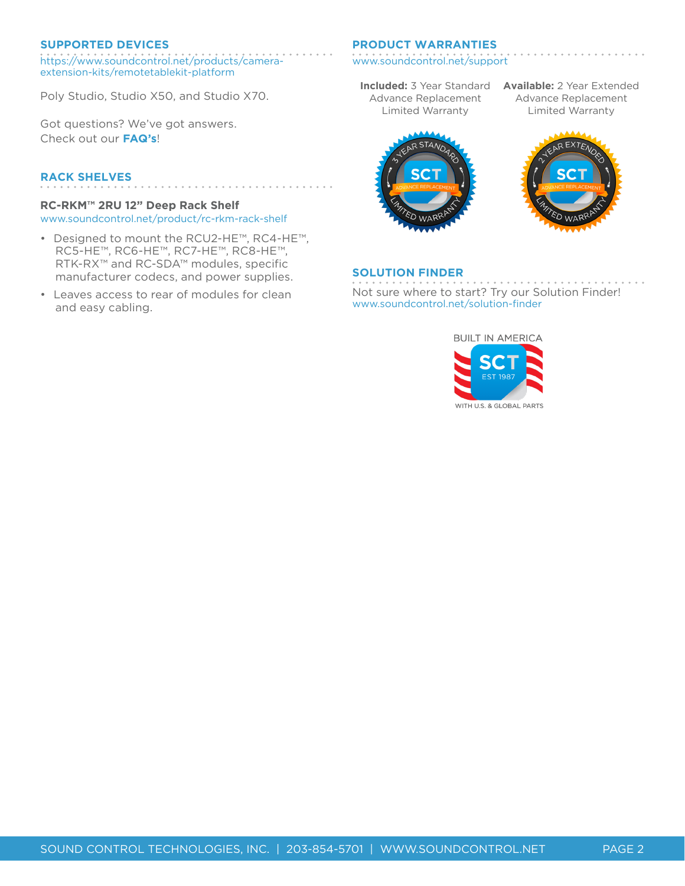## SUPPORTED DEVICES

https://www.soundcontrol.net/products/camera-extension-kits/remotetablekit-platform

Poly Studio, Studio X50, and Studio X70.

Got questions? We've got answers.
Check out our **FAQ's**!

## RACK SHELVES

**RC-RKM™ 2RU 12" Deep Rack Shelf**
www.soundcontrol.net/product/rc-rkm-rack-shelf

- Designed to mount the RCU2-HE™, RC4-HE™, RC5-HE™, RC6-HE™, RC7-HE™, RC8-HE™, RTK-RX™ and RC-SDA™ modules, specific manufacturer codecs, and power supplies.
- Leaves access to rear of modules for clean and easy cabling.

## PRODUCT WARRANTIES

www.soundcontrol.net/support

**Included:** 3 Year Standard Advance Replacement Limited Warranty

**Available:** 2 Year Extended Advance Replacement Limited Warranty

## SOLUTION FINDER

Not sure where to start? Try our Solution Finder!
www.soundcontrol.net/solution-finder

BUILT IN AMERICA
SCT EST 1987
WITH U.S. & GLOBAL PARTS